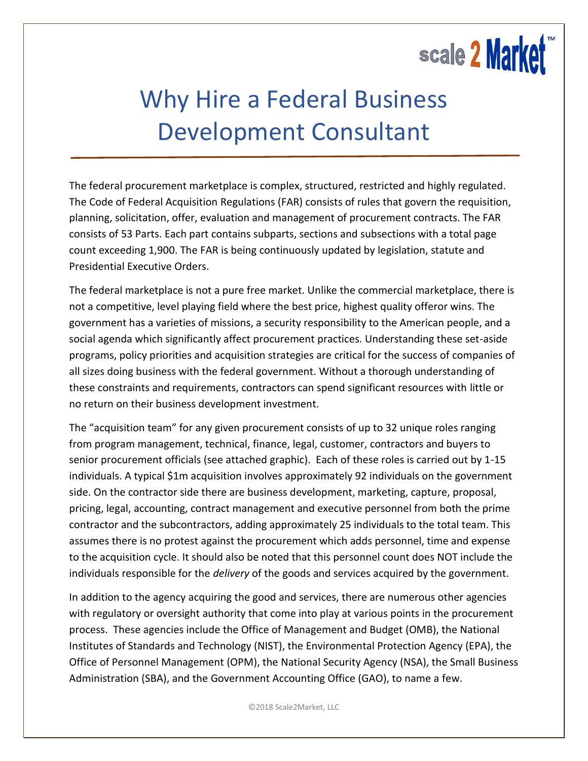# Why Hire a Federal Business Development Consultant

The federal procurement marketplace is complex, structured, restricted and highly regulated. The Code of Federal Acquisition Regulations (FAR) consists of rules that govern the requisition, planning, solicitation, offer, evaluation and management of procurement contracts. The FAR consists of 53 Parts. Each part contains subparts, sections and subsections with a total page count exceeding 1,900. The FAR is being continuously updated by legislation, statute and Presidential Executive Orders.

The federal marketplace is not a pure free market. Unlike the commercial marketplace, there is not a competitive, level playing field where the best price, highest quality offeror wins. The government has a varieties of missions, a security responsibility to the American people, and a social agenda which significantly affect procurement practices. Understanding these set-aside programs, policy priorities and acquisition strategies are critical for the success of companies of all sizes doing business with the federal government. Without a thorough understanding of these constraints and requirements, contractors can spend significant resources with little or no return on their business development investment.

The "acquisition team" for any given procurement consists of up to 32 unique roles ranging from program management, technical, finance, legal, customer, contractors and buyers to senior procurement officials (see attached graphic). Each of these roles is carried out by 1-15 individuals. A typical $1m acquisition involves approximately 92 individuals on the government side. On the contractor side there are business development, marketing, capture, proposal, pricing, legal, accounting, contract management and executive personnel from both the prime contractor and the subcontractors, adding approximately 25 individuals to the total team. This assumes there is no protest against the procurement which adds personnel, time and expense to the acquisition cycle. It should also be noted that this personnel count does NOT include the individuals responsible for the *delivery* of the goods and services acquired by the government.

In addition to the agency acquiring the good and services, there are numerous other agencies with regulatory or oversight authority that come into play at various points in the procurement process. These agencies include the Office of Management and Budget (OMB), the National Institutes of Standards and Technology (NIST), the Environmental Protection Agency (EPA), the Office of Personnel Management (OPM), the National Security Agency (NSA), the Small Business Administration (SBA), and the Government Accounting Office (GAO), to name a few.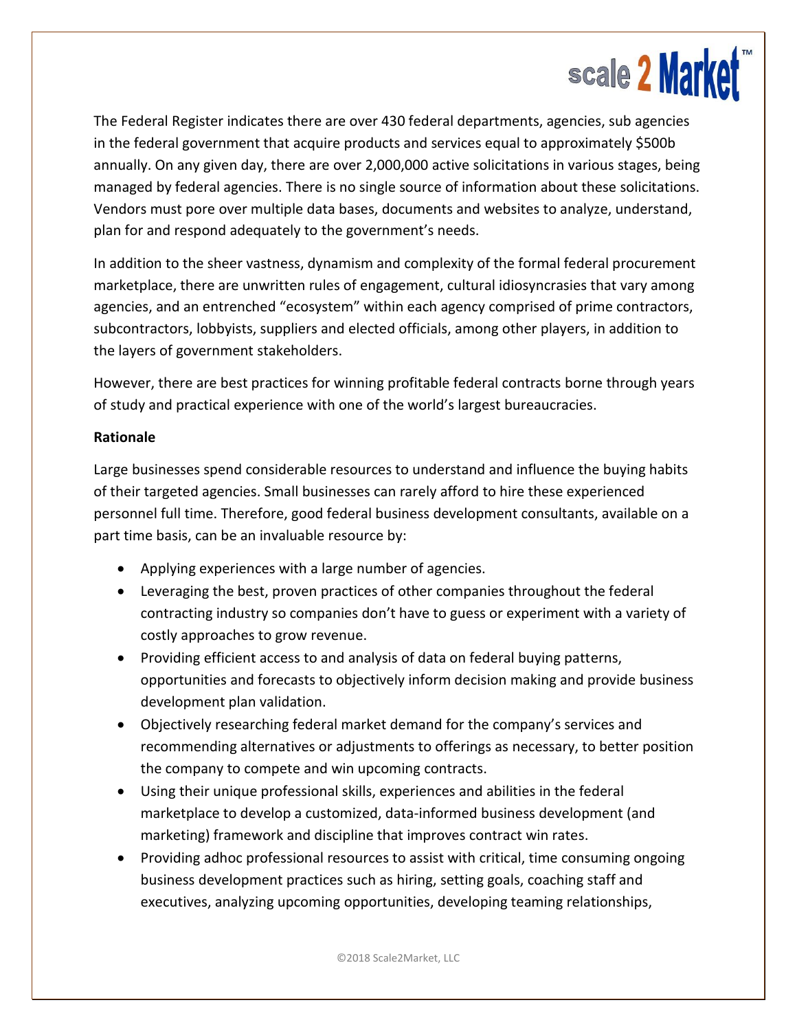The Federal Register indicates there are over 430 federal departments, agencies, sub agencies in the federal government that acquire products and services equal to approximately $500b annually. On any given day, there are over 2,000,000 active solicitations in various stages, being managed by federal agencies. There is no single source of information about these solicitations. Vendors must pore over multiple data bases, documents and websites to analyze, understand, plan for and respond adequately to the government's needs.

In addition to the sheer vastness, dynamism and complexity of the formal federal procurement marketplace, there are unwritten rules of engagement, cultural idiosyncrasies that vary among agencies, and an entrenched "ecosystem" within each agency comprised of prime contractors, subcontractors, lobbyists, suppliers and elected officials, among other players, in addition to the layers of government stakeholders.

However, there are best practices for winning profitable federal contracts borne through years of study and practical experience with one of the world's largest bureaucracies.

**Rationale**

Large businesses spend considerable resources to understand and influence the buying habits of their targeted agencies. Small businesses can rarely afford to hire these experienced personnel full time. Therefore, good federal business development consultants, available on a part time basis, can be an invaluable resource by:

- Applying experiences with a large number of agencies.
- Leveraging the best, proven practices of other companies throughout the federal contracting industry so companies don't have to guess or experiment with a variety of costly approaches to grow revenue.
- Providing efficient access to and analysis of data on federal buying patterns, opportunities and forecasts to objectively inform decision making and provide business development plan validation.
- Objectively researching federal market demand for the company's services and recommending alternatives or adjustments to offerings as necessary, to better position the company to compete and win upcoming contracts.
- Using their unique professional skills, experiences and abilities in the federal marketplace to develop a customized, data-informed business development (and marketing) framework and discipline that improves contract win rates.
- Providing adhoc professional resources to assist with critical, time consuming ongoing business development practices such as hiring, setting goals, coaching staff and executives, analyzing upcoming opportunities, developing teaming relationships,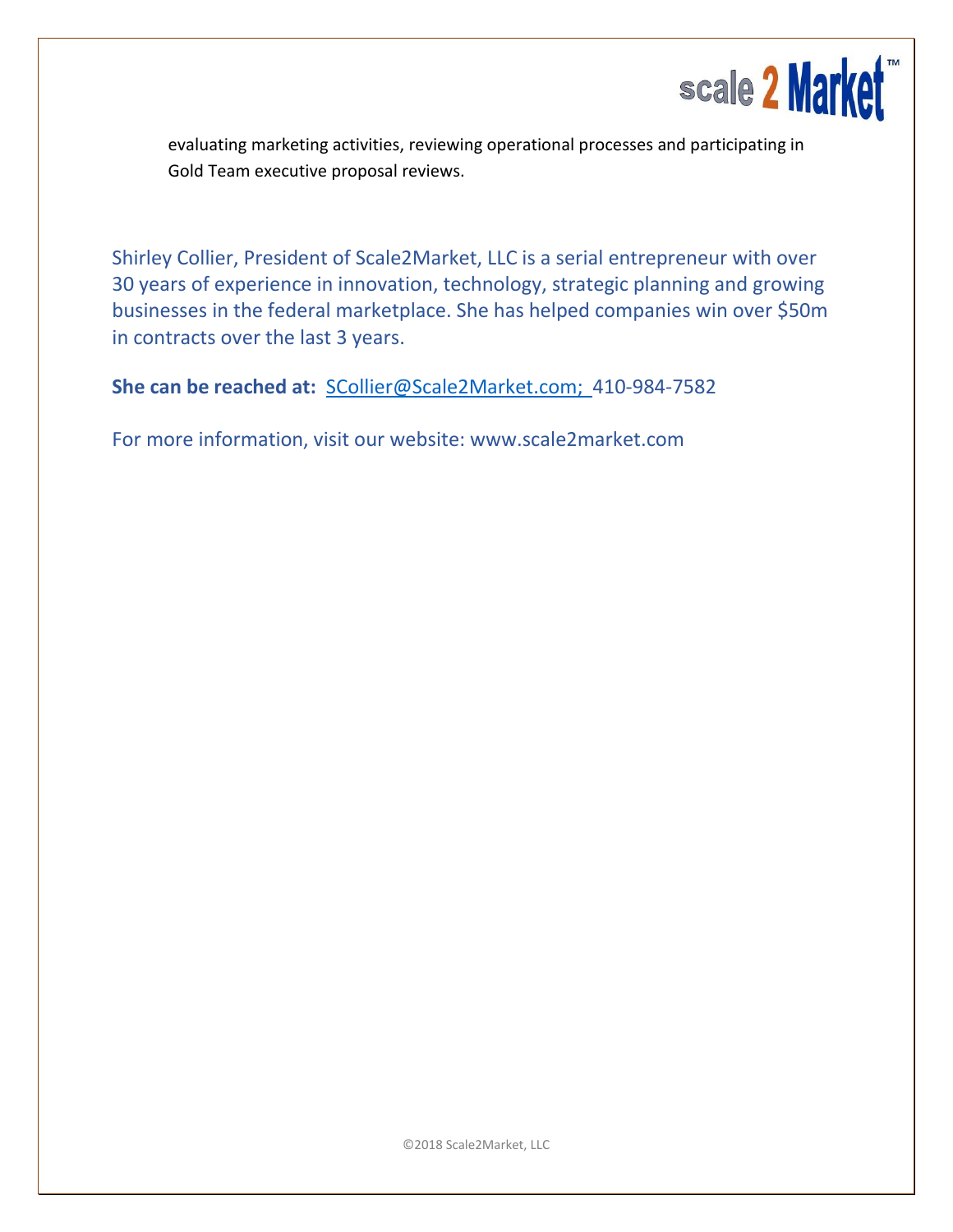evaluating marketing activities, reviewing operational processes and participating in Gold Team executive proposal reviews.

Shirley Collier, President of Scale2Market, LLC is a serial entrepreneur with over 30 years of experience in innovation, technology, strategic planning and growing businesses in the federal marketplace. She has helped companies win over $50m in contracts over the last 3 years.

**She can be reached at:** SCollier@Scale2Market.com; 410-984-7582

For more information, visit our website: www.scale2market.com